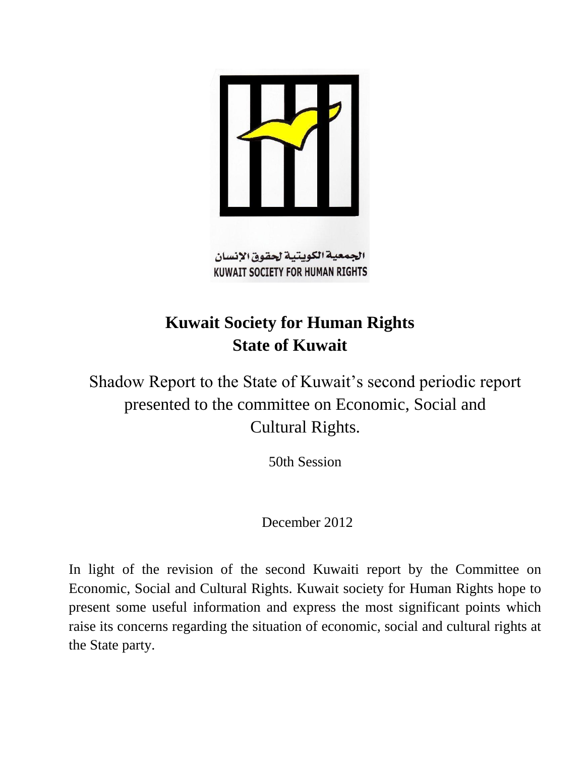الجمعية الكويتية لحقوق الإنسان
KUWAIT SOCIETY FOR HUMAN RIGHTS

# Kuwait Society for Human Rights
# State of Kuwait

## Shadow Report to the State of Kuwait's second periodic report presented to the committee on Economic, Social and Cultural Rights.

50th Session

December 2012

In light of the revision of the second Kuwaiti report by the Committee on Economic, Social and Cultural Rights. Kuwait society for Human Rights hope to present some useful information and express the most significant points which raise its concerns regarding the situation of economic, social and cultural rights at the State party.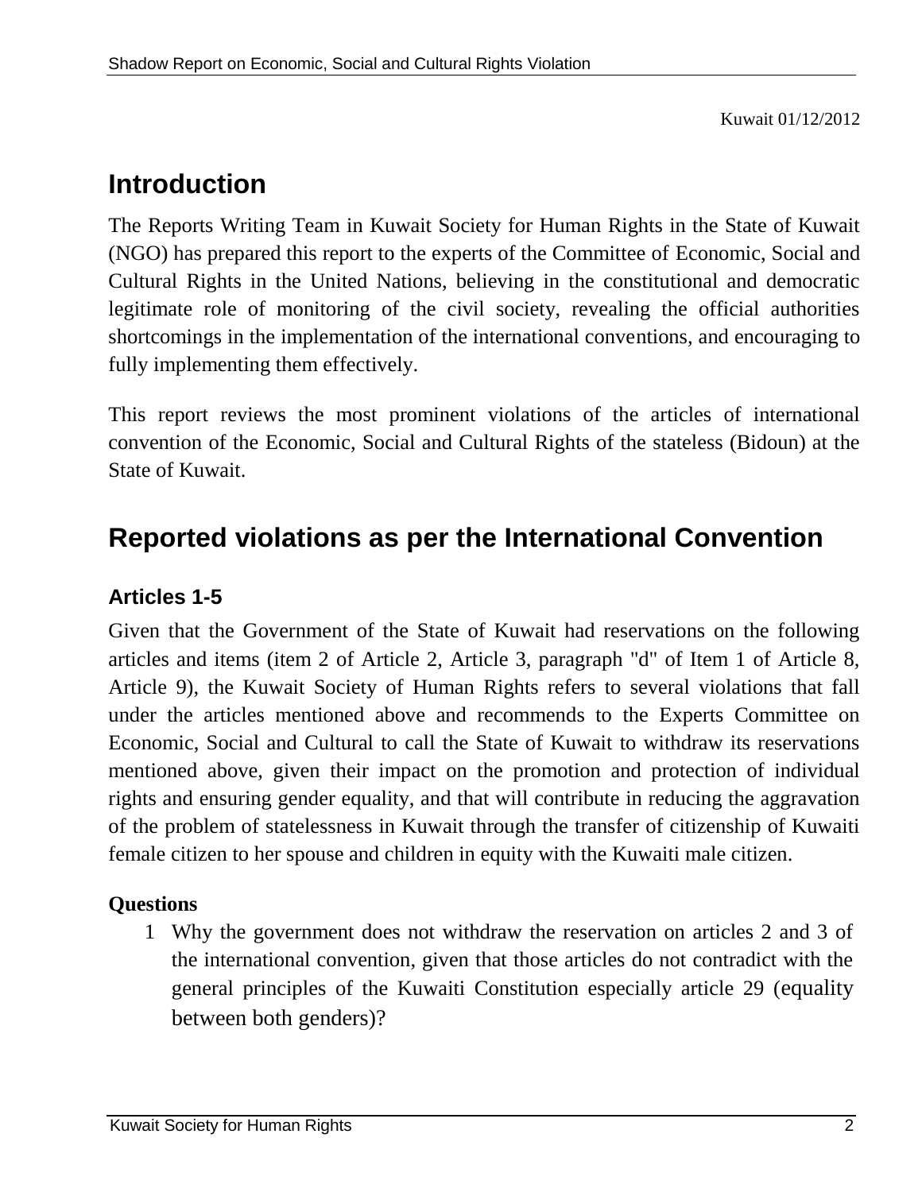Kuwait 01/12/2012

## Introduction

The Reports Writing Team in Kuwait Society for Human Rights in the State of Kuwait (NGO) has prepared this report to the experts of the Committee of Economic, Social and Cultural Rights in the United Nations, believing in the constitutional and democratic legitimate role of monitoring of the civil society, revealing the official authorities shortcomings in the implementation of the international conventions, and encouraging to fully implementing them effectively.

This report reviews the most prominent violations of the articles of international convention of the Economic, Social and Cultural Rights of the stateless (Bidoun) at the State of Kuwait.

## Reported violations as per the International Convention

### Articles 1-5

Given that the Government of the State of Kuwait had reservations on the following articles and items (item 2 of Article 2, Article 3, paragraph "d" of Item 1 of Article 8, Article 9), the Kuwait Society of Human Rights refers to several violations that fall under the articles mentioned above and recommends to the Experts Committee on Economic, Social and Cultural to call the State of Kuwait to withdraw its reservations mentioned above, given their impact on the promotion and protection of individual rights and ensuring gender equality, and that will contribute in reducing the aggravation of the problem of statelessness in Kuwait through the transfer of citizenship of Kuwaiti female citizen to her spouse and children in equity with the Kuwaiti male citizen.

**Questions**

1. Why the government does not withdraw the reservation on articles 2 and 3 of the international convention, given that those articles do not contradict with the general principles of the Kuwaiti Constitution especially article 29 (equality between both genders)?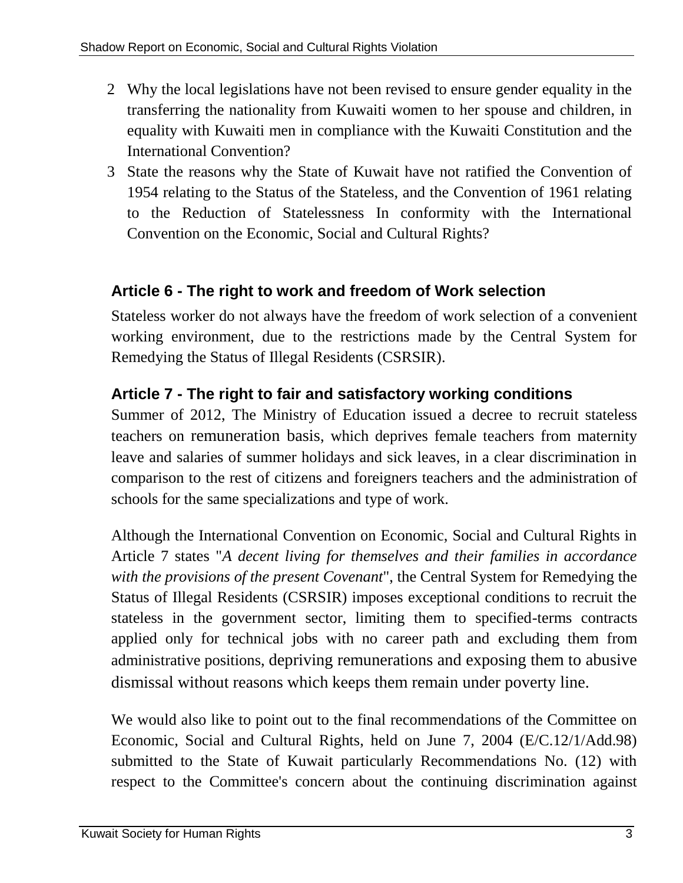2. Why the local legislations have not been revised to ensure gender equality in the transferring the nationality from Kuwaiti women to her spouse and children, in equality with Kuwaiti men in compliance with the Kuwaiti Constitution and the International Convention?
3. State the reasons why the State of Kuwait have not ratified the Convention of 1954 relating to the Status of the Stateless, and the Convention of 1961 relating to the Reduction of Statelessness In conformity with the International Convention on the Economic, Social and Cultural Rights?

## Article 6 - The right to work and freedom of Work selection

Stateless worker do not always have the freedom of work selection of a convenient working environment, due to the restrictions made by the Central System for Remedying the Status of Illegal Residents (CSRSIR).

## Article 7 - The right to fair and satisfactory working conditions

Summer of 2012, The Ministry of Education issued a decree to recruit stateless teachers on remuneration basis, which deprives female teachers from maternity leave and salaries of summer holidays and sick leaves, in a clear discrimination in comparison to the rest of citizens and foreigners teachers and the administration of schools for the same specializations and type of work.

Although the International Convention on Economic, Social and Cultural Rights in Article 7 states "*A decent living for themselves and their families in accordance with the provisions of the present Covenant*", the Central System for Remedying the Status of Illegal Residents (CSRSIR) imposes exceptional conditions to recruit the stateless in the government sector, limiting them to specified-terms contracts applied only for technical jobs with no career path and excluding them from administrative positions, depriving remunerations and exposing them to abusive dismissal without reasons which keeps them remain under poverty line.

We would also like to point out to the final recommendations of the Committee on Economic, Social and Cultural Rights, held on June 7, 2004 (E/C.12/1/Add.98) submitted to the State of Kuwait particularly Recommendations No. (12) with respect to the Committee's concern about the continuing discrimination against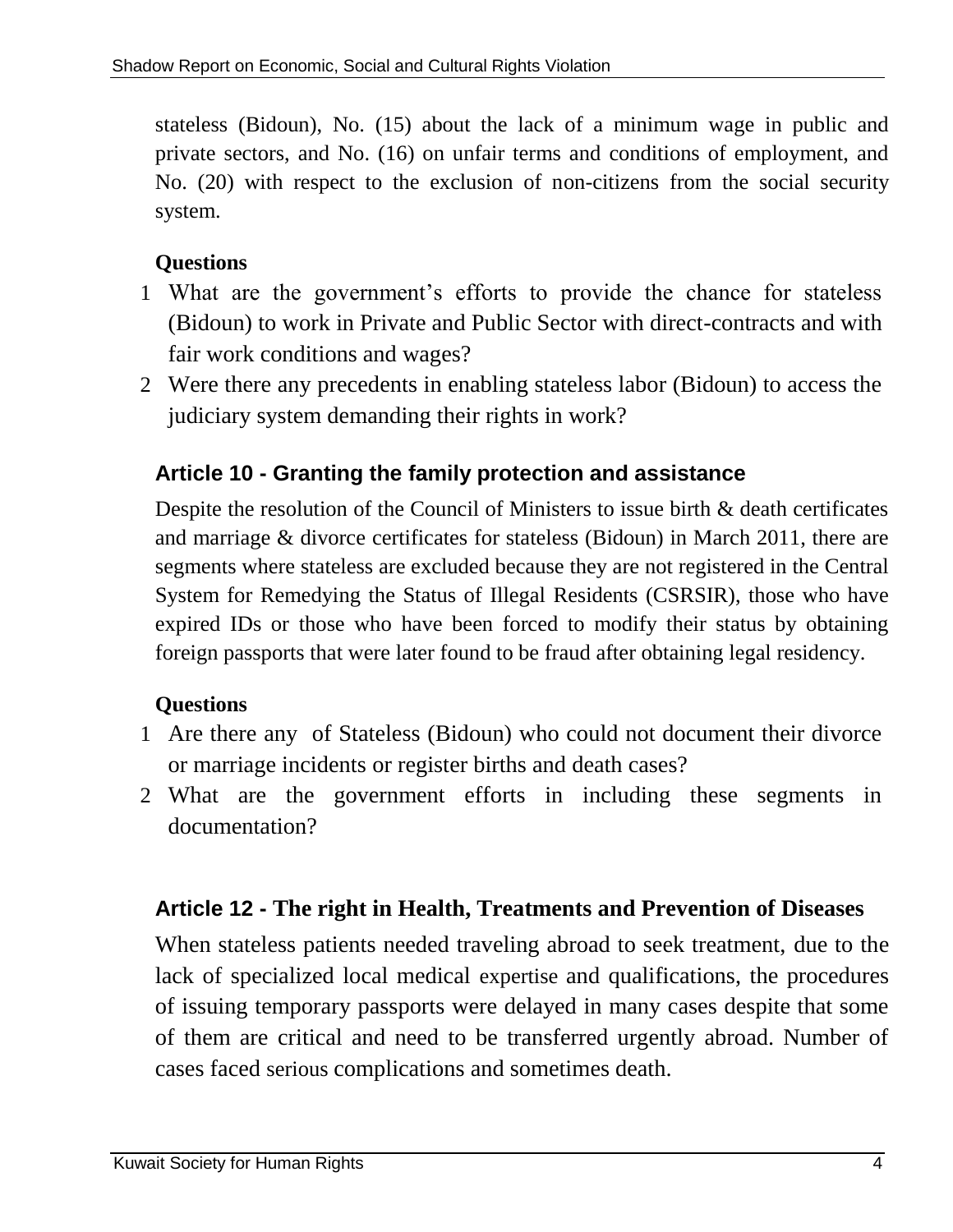stateless (Bidoun), No. (15) about the lack of a minimum wage in public and private sectors, and No. (16) on unfair terms and conditions of employment, and No. (20) with respect to the exclusion of non-citizens from the social security system.

**Questions**

1. What are the government's efforts to provide the chance for stateless (Bidoun) to work in Private and Public Sector with direct-contracts and with fair work conditions and wages?
2. Were there any precedents in enabling stateless labor (Bidoun) to access the judiciary system demanding their rights in work?

## Article 10 - Granting the family protection and assistance

Despite the resolution of the Council of Ministers to issue birth & death certificates and marriage & divorce certificates for stateless (Bidoun) in March 2011, there are segments where stateless are excluded because they are not registered in the Central System for Remedying the Status of Illegal Residents (CSRSIR), those who have expired IDs or those who have been forced to modify their status by obtaining foreign passports that were later found to be fraud after obtaining legal residency.

**Questions**

1. Are there any of Stateless (Bidoun) who could not document their divorce or marriage incidents or register births and death cases?
2. What are the government efforts in including these segments in documentation?

## Article 12 - The right in Health, Treatments and Prevention of Diseases

When stateless patients needed traveling abroad to seek treatment, due to the lack of specialized local medical expertise and qualifications, the procedures of issuing temporary passports were delayed in many cases despite that some of them are critical and need to be transferred urgently abroad. Number of cases faced serious complications and sometimes death.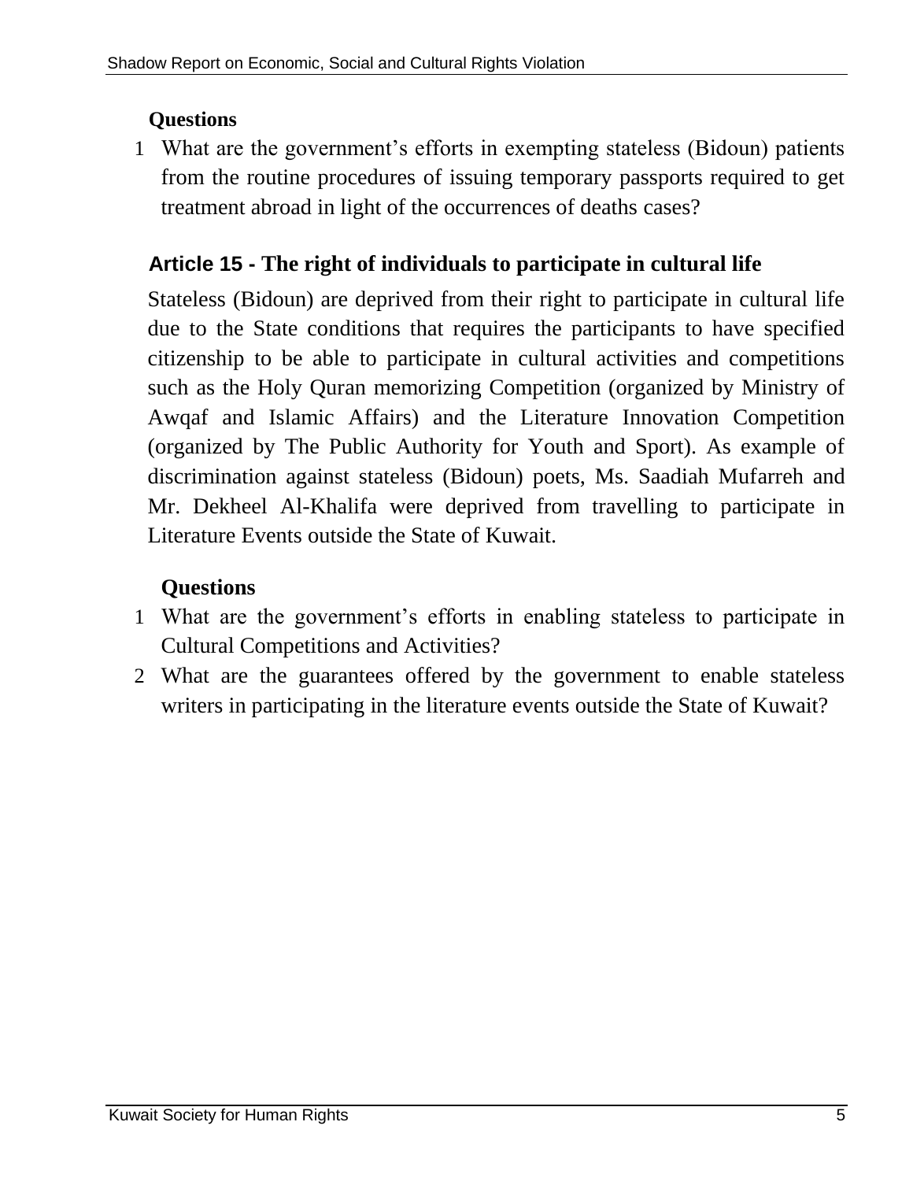**Questions**

1. What are the government's efforts in exempting stateless (Bidoun) patients from the routine procedures of issuing temporary passports required to get treatment abroad in light of the occurrences of deaths cases?

## Article 15 - The right of individuals to participate in cultural life

Stateless (Bidoun) are deprived from their right to participate in cultural life due to the State conditions that requires the participants to have specified citizenship to be able to participate in cultural activities and competitions such as the Holy Quran memorizing Competition (organized by Ministry of Awqaf and Islamic Affairs) and the Literature Innovation Competition (organized by The Public Authority for Youth and Sport). As example of discrimination against stateless (Bidoun) poets, Ms. Saadiah Mufarreh and Mr. Dekheel Al-Khalifa were deprived from travelling to participate in Literature Events outside the State of Kuwait.

**Questions**

1. What are the government's efforts in enabling stateless to participate in Cultural Competitions and Activities?
2. What are the guarantees offered by the government to enable stateless writers in participating in the literature events outside the State of Kuwait?